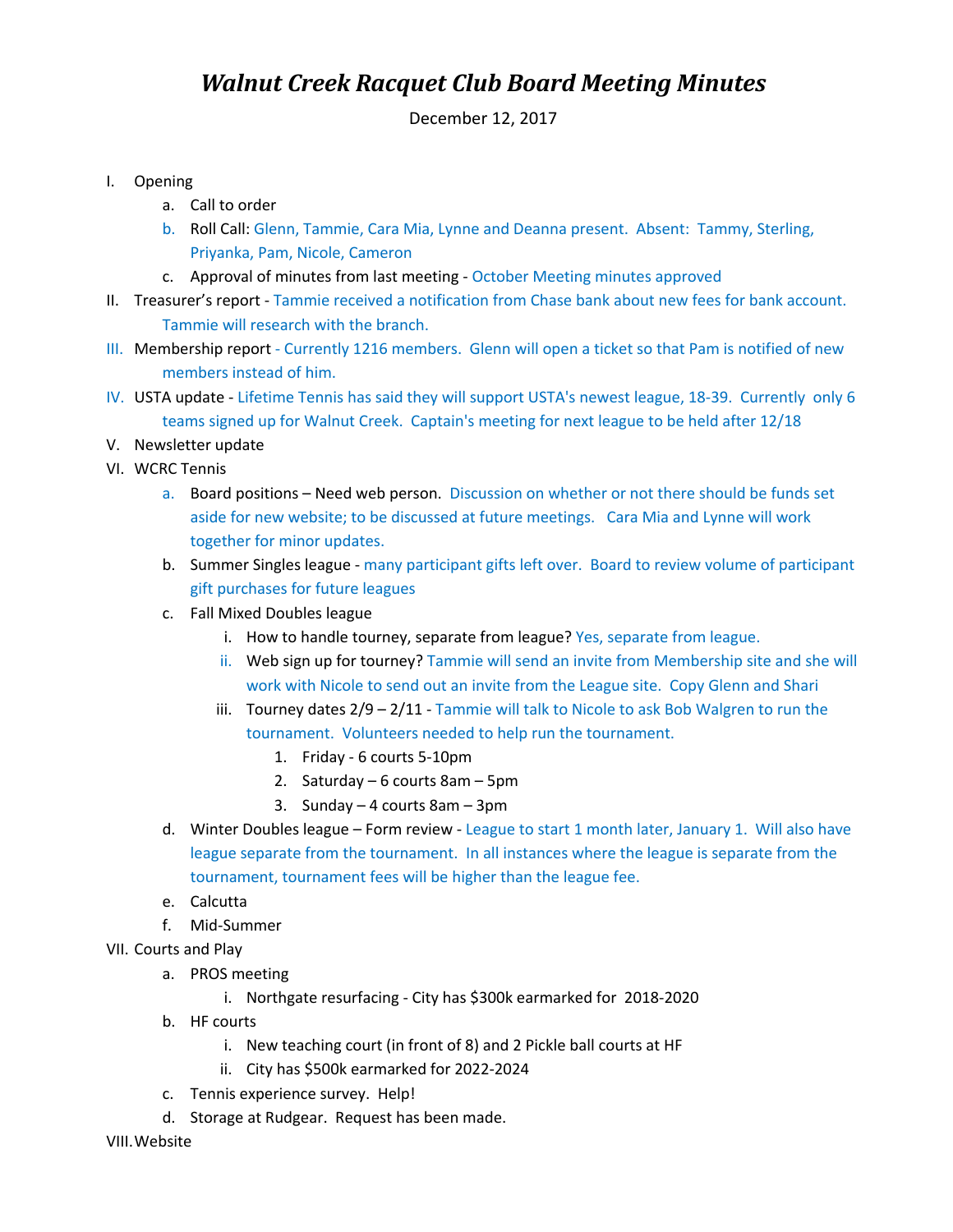# *Walnut Creek Racquet Club Board Meeting Minutes*

December 12, 2017

I. Opening
   a. Call to order
   b. Roll Call: Glenn, Tammie, Cara Mia, Lynne and Deanna present. Absent: Tammy, Sterling, Priyanka, Pam, Nicole, Cameron
   c. Approval of minutes from last meeting - October Meeting minutes approved

II. Treasurer's report - Tammie received a notification from Chase bank about new fees for bank account. Tammie will research with the branch.

III. Membership report - Currently 1216 members. Glenn will open a ticket so that Pam is notified of new members instead of him.

IV. USTA update - Lifetime Tennis has said they will support USTA's newest league, 18-39. Currently only 6 teams signed up for Walnut Creek. Captain's meeting for next league to be held after 12/18

V. Newsletter update

VI. WCRC Tennis
   a. Board positions – Need web person. Discussion on whether or not there should be funds set aside for new website; to be discussed at future meetings. Cara Mia and Lynne will work together for minor updates.
   b. Summer Singles league - many participant gifts left over. Board to review volume of participant gift purchases for future leagues
   c. Fall Mixed Doubles league
      i. How to handle tourney, separate from league? Yes, separate from league.
      ii. Web sign up for tourney? Tammie will send an invite from Membership site and she will work with Nicole to send out an invite from the League site. Copy Glenn and Shari
      iii. Tourney dates 2/9 – 2/11 - Tammie will talk to Nicole to ask Bob Walgren to run the tournament. Volunteers needed to help run the tournament.
         1. Friday - 6 courts 5-10pm
         2. Saturday – 6 courts 8am – 5pm
         3. Sunday – 4 courts 8am – 3pm
   d. Winter Doubles league – Form review - League to start 1 month later, January 1. Will also have league separate from the tournament. In all instances where the league is separate from the tournament, tournament fees will be higher than the league fee.
   e. Calcutta
   f. Mid-Summer

VII. Courts and Play
   a. PROS meeting
      i. Northgate resurfacing - City has $300k earmarked for 2018-2020
   b. HF courts
      i. New teaching court (in front of 8) and 2 Pickle ball courts at HF
      ii. City has $500k earmarked for 2022-2024
   c. Tennis experience survey. Help!
   d. Storage at Rudgear. Request has been made.

VIII. Website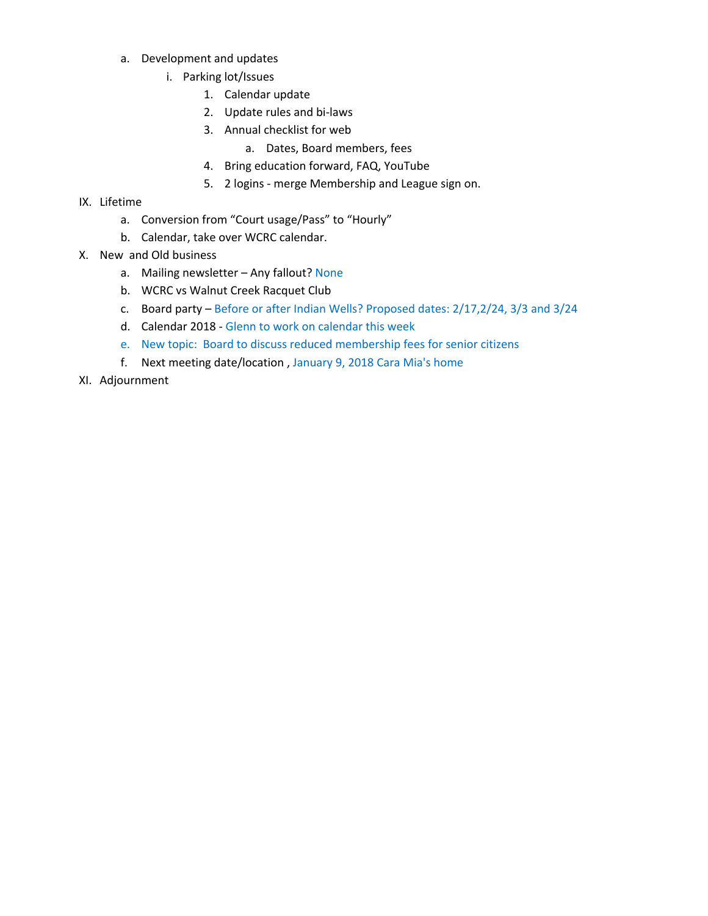a. Development and updates
    i. Parking lot/Issues
        1. Calendar update
        2. Update rules and bi-laws
        3. Annual checklist for web
            a. Dates, Board members, fees
        4. Bring education forward, FAQ, YouTube
        5. 2 logins - merge Membership and League sign on.

IX. Lifetime

a. Conversion from "Court usage/Pass" to "Hourly"
b. Calendar, take over WCRC calendar.

X. New and Old business

a. Mailing newsletter – Any fallout? None
b. WCRC vs Walnut Creek Racquet Club
c. Board party – Before or after Indian Wells? Proposed dates: 2/17,2/24, 3/3 and 3/24
d. Calendar 2018 - Glenn to work on calendar this week
e. New topic: Board to discuss reduced membership fees for senior citizens
f. Next meeting date/location , January 9, 2018 Cara Mia's home

XI. Adjournment